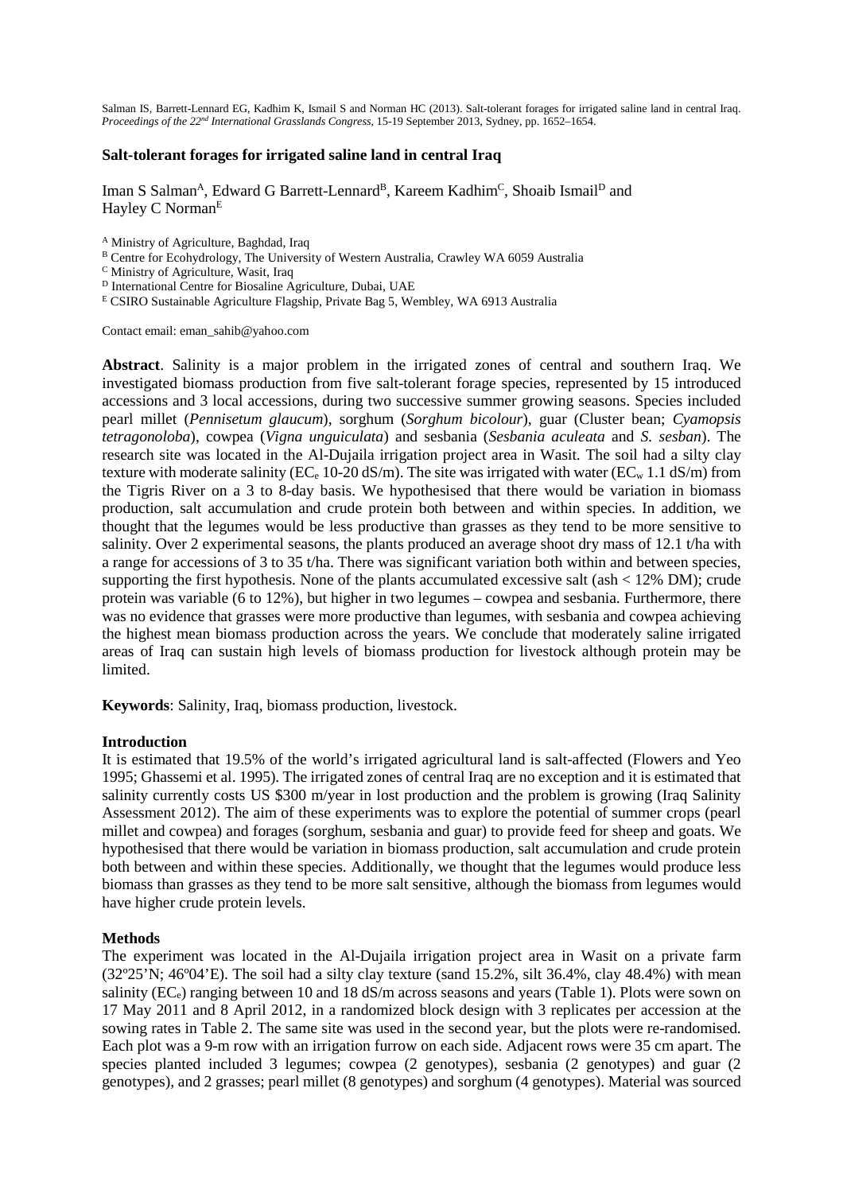Salman IS, Barrett-Lennard EG, Kadhim K, Ismail S and Norman HC (2013). Salt-tolerant forages for irrigated saline land in central Iraq. *Proceedings of the 22nd International Grasslands Congress*, 15-19 September 2013, Sydney, pp. 1652–1654.

# Salt-tolerant forages for irrigated saline land in central Iraq

Iman S Salman[A], Edward G Barrett-Lennard[B], Kareem Kadhim[C], Shoaib Ismail[D] and Hayley C Norman[E]

[A] Ministry of Agriculture, Baghdad, Iraq
[B] Centre for Ecohydrology, The University of Western Australia, Crawley WA 6059 Australia
[C] Ministry of Agriculture, Wasit, Iraq
[D] International Centre for Biosaline Agriculture, Dubai, UAE
[E] CSIRO Sustainable Agriculture Flagship, Private Bag 5, Wembley, WA 6913 Australia

Contact email: eman_sahib@yahoo.com

**Abstract**. Salinity is a major problem in the irrigated zones of central and southern Iraq. We investigated biomass production from five salt-tolerant forage species, represented by 15 introduced accessions and 3 local accessions, during two successive summer growing seasons. Species included pearl millet (*Pennisetum glaucum*), sorghum (*Sorghum bicolour*), guar (Cluster bean; *Cyamopsis tetragonoloba*), cowpea (*Vigna unguiculata*) and sesbania (*Sesbania aculeata* and *S. sesban*). The research site was located in the Al-Dujaila irrigation project area in Wasit. The soil had a silty clay texture with moderate salinity ($EC_e$ 10-20 dS/m). The site was irrigated with water ($EC_w$ 1.1 dS/m) from the Tigris River on a 3 to 8-day basis. We hypothesised that there would be variation in biomass production, salt accumulation and crude protein both between and within species. In addition, we thought that the legumes would be less productive than grasses as they tend to be more sensitive to salinity. Over 2 experimental seasons, the plants produced an average shoot dry mass of 12.1 t/ha with a range for accessions of 3 to 35 t/ha. There was significant variation both within and between species, supporting the first hypothesis. None of the plants accumulated excessive salt (ash < 12% DM); crude protein was variable (6 to 12%), but higher in two legumes – cowpea and sesbania. Furthermore, there was no evidence that grasses were more productive than legumes, with sesbania and cowpea achieving the highest mean biomass production across the years. We conclude that moderately saline irrigated areas of Iraq can sustain high levels of biomass production for livestock although protein may be limited.

**Keywords**: Salinity, Iraq, biomass production, livestock.

## Introduction

It is estimated that 19.5% of the world's irrigated agricultural land is salt-affected (Flowers and Yeo 1995; Ghassemi et al. 1995). The irrigated zones of central Iraq are no exception and it is estimated that salinity currently costs US $300 m/year in lost production and the problem is growing (Iraq Salinity Assessment 2012). The aim of these experiments was to explore the potential of summer crops (pearl millet and cowpea) and forages (sorghum, sesbania and guar) to provide feed for sheep and goats. We hypothesised that there would be variation in biomass production, salt accumulation and crude protein both between and within these species. Additionally, we thought that the legumes would produce less biomass than grasses as they tend to be more salt sensitive, although the biomass from legumes would have higher crude protein levels.

## Methods

The experiment was located in the Al-Dujaila irrigation project area in Wasit on a private farm (32º25'N; 46º04'E). The soil had a silty clay texture (sand 15.2%, silt 36.4%, clay 48.4%) with mean salinity ($EC_e$) ranging between 10 and 18 dS/m across seasons and years (Table 1). Plots were sown on 17 May 2011 and 8 April 2012, in a randomized block design with 3 replicates per accession at the sowing rates in Table 2. The same site was used in the second year, but the plots were re-randomised. Each plot was a 9-m row with an irrigation furrow on each side. Adjacent rows were 35 cm apart. The species planted included 3 legumes; cowpea (2 genotypes), sesbania (2 genotypes) and guar (2 genotypes), and 2 grasses; pearl millet (8 genotypes) and sorghum (4 genotypes). Material was sourced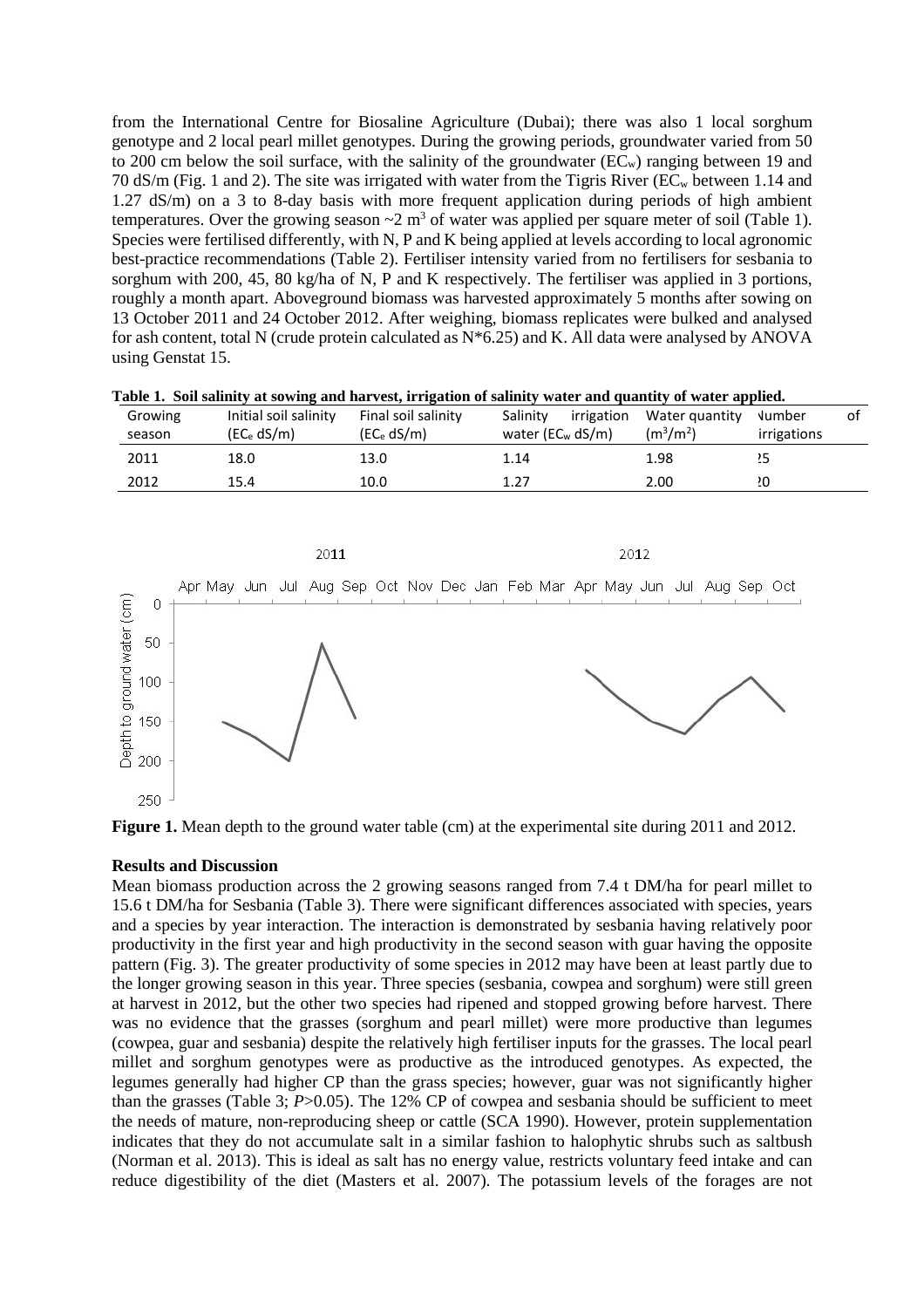from the International Centre for Biosaline Agriculture (Dubai); there was also 1 local sorghum genotype and 2 local pearl millet genotypes. During the growing periods, groundwater varied from 50 to 200 cm below the soil surface, with the salinity of the groundwater ($EC_w$) ranging between 19 and 70 dS/m (Fig. 1 and 2). The site was irrigated with water from the Tigris River ($EC_w$ between 1.14 and 1.27 dS/m) on a 3 to 8-day basis with more frequent application during periods of high ambient temperatures. Over the growing season ~2 $m^3$ of water was applied per square meter of soil (Table 1). Species were fertilised differently, with N, P and K being applied at levels according to local agronomic best-practice recommendations (Table 2). Fertiliser intensity varied from no fertilisers for sesbania to sorghum with 200, 45, 80 kg/ha of N, P and K respectively. The fertiliser was applied in 3 portions, roughly a month apart. Aboveground biomass was harvested approximately 5 months after sowing on 13 October 2011 and 24 October 2012. After weighing, biomass replicates were bulked and analysed for ash content, total N (crude protein calculated as N*6.25) and K. All data were analysed by ANOVA using Genstat 15.

**Table 1. Soil salinity at sowing and harvest, irrigation of salinity water and quantity of water applied.**

| Growing season | Initial soil salinity ($EC_e$ dS/m) | Final soil salinity ($EC_e$ dS/m) | Salinity irrigation water ($EC_w$ dS/m) | Water quantity ($m^3/m^2$) | Number of irrigations |
|---|---|---|---|---|---|
| 2011 | 18.0 | 13.0 | 1.14 | 1.98 | 25 |
| 2012 | 15.4 | 10.0 | 1.27 | 2.00 | 20 |

**Figure 1.** Mean depth to the ground water table (cm) at the experimental site during 2011 and 2012.

**Results and Discussion**

Mean biomass production across the 2 growing seasons ranged from 7.4 t DM/ha for pearl millet to 15.6 t DM/ha for Sesbania (Table 3). There were significant differences associated with species, years and a species by year interaction. The interaction is demonstrated by sesbania having relatively poor productivity in the first year and high productivity in the second season with guar having the opposite pattern (Fig. 3). The greater productivity of some species in 2012 may have been at least partly due to the longer growing season in this year. Three species (sesbania, cowpea and sorghum) were still green at harvest in 2012, but the other two species had ripened and stopped growing before harvest. There was no evidence that the grasses (sorghum and pearl millet) were more productive than legumes (cowpea, guar and sesbania) despite the relatively high fertiliser inputs for the grasses. The local pearl millet and sorghum genotypes were as productive as the introduced genotypes. As expected, the legumes generally had higher CP than the grass species; however, guar was not significantly higher than the grasses (Table 3; $P>0.05$). The 12% CP of cowpea and sesbania should be sufficient to meet the needs of mature, non-reproducing sheep or cattle (SCA 1990). However, protein supplementation indicates that they do not accumulate salt in a similar fashion to halophytic shrubs such as saltbush (Norman et al. 2013). This is ideal as salt has no energy value, restricts voluntary feed intake and can reduce digestibility of the diet (Masters et al. 2007). The potassium levels of the forages are not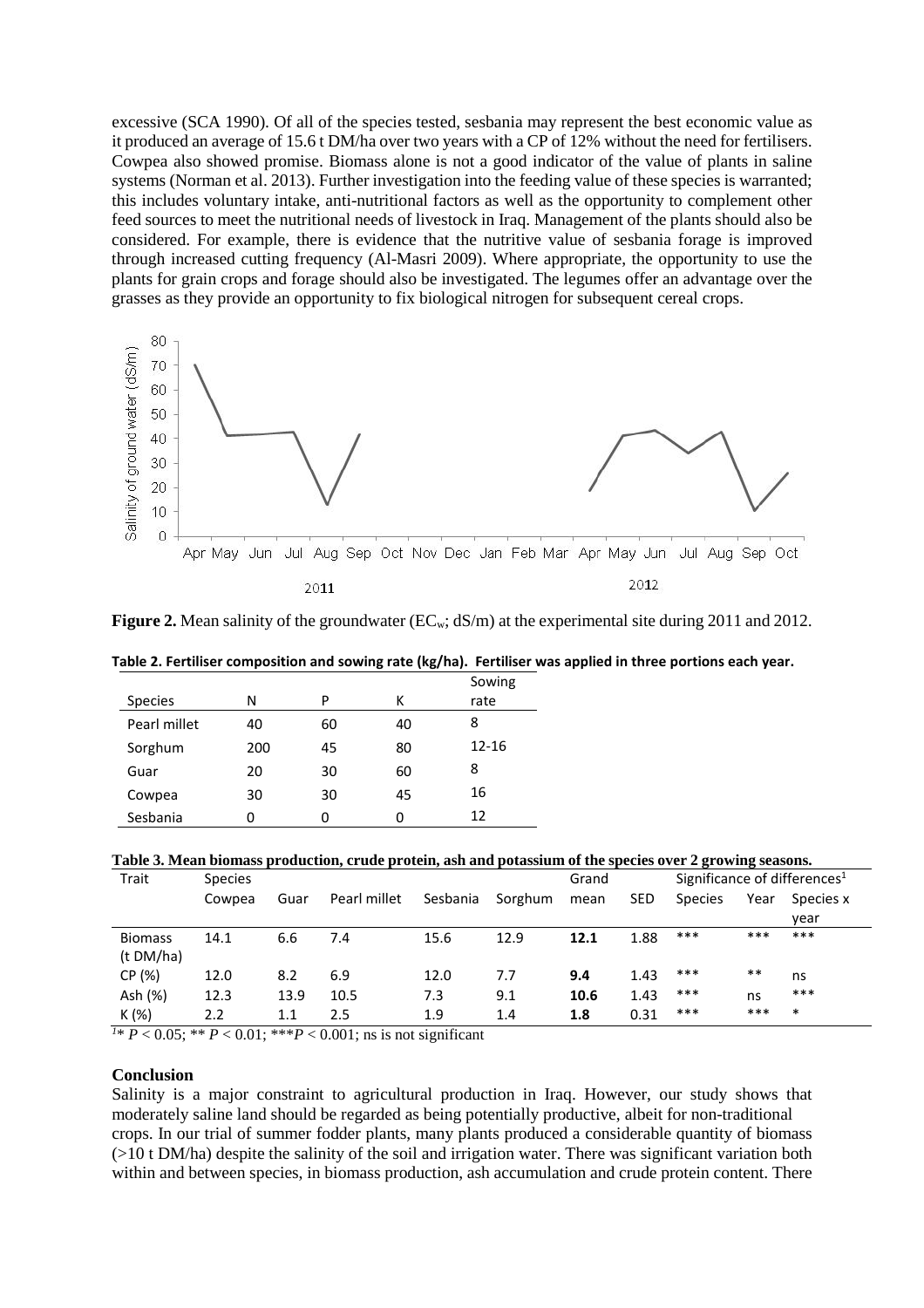excessive (SCA 1990). Of all of the species tested, sesbania may represent the best economic value as it produced an average of 15.6 t DM/ha over two years with a CP of 12% without the need for fertilisers. Cowpea also showed promise. Biomass alone is not a good indicator of the value of plants in saline systems (Norman et al. 2013). Further investigation into the feeding value of these species is warranted; this includes voluntary intake, anti-nutritional factors as well as the opportunity to complement other feed sources to meet the nutritional needs of livestock in Iraq. Management of the plants should also be considered. For example, there is evidence that the nutritive value of sesbania forage is improved through increased cutting frequency (Al-Masri 2009). Where appropriate, the opportunity to use the plants for grain crops and forage should also be investigated. The legumes offer an advantage over the grasses as they provide an opportunity to fix biological nitrogen for subsequent cereal crops.

**Figure 2.** Mean salinity of the groundwater ($EC_w$; dS/m) at the experimental site during 2011 and 2012.

**Table 2. Fertiliser composition and sowing rate (kg/ha). Fertiliser was applied in three portions each year.**

| Species | N | P | K | Sowing rate |
|---|---|---|---|---|
| Pearl millet | 40 | 60 | 40 | 8 |
| Sorghum | 200 | 45 | 80 | 12-16 |
| Guar | 20 | 30 | 60 | 8 |
| Cowpea | 30 | 30 | 45 | 16 |
| Sesbania | 0 | 0 | 0 | 12 |

**Table 3. Mean biomass production, crude protein, ash and potassium of the species over 2 growing seasons.**

| Trait | Species | | | | | Grand mean | SED | Significance of differences[1] | | |
|---|---|---|---|---|---|---|---|---|---|---|
| | Cowpea | Guar | Pearl millet | Sesbania | Sorghum | | | Species | Year | Species x year |
| Biomass (t DM/ha) | 14.1 | 6.6 | 7.4 | 15.6 | 12.9 | **12.1** | 1.88 | *** | *** | *** |
| CP (%) | 12.0 | 8.2 | 6.9 | 12.0 | 7.7 | **9.4** | 1.43 | *** | ** | ns |
| Ash (%) | 12.3 | 13.9 | 10.5 | 7.3 | 9.1 | **10.6** | 1.43 | *** | ns | *** |
| K (%) | 2.2 | 1.1 | 2.5 | 1.9 | 1.4 | **1.8** | 0.31 | *** | *** | * |

[1]* $P < 0.05$; ** $P < 0.01$; ***$P < 0.001$; ns is not significant

### Conclusion

Salinity is a major constraint to agricultural production in Iraq. However, our study shows that moderately saline land should be regarded as being potentially productive, albeit for non-traditional crops. In our trial of summer fodder plants, many plants produced a considerable quantity of biomass (>10 t DM/ha) despite the salinity of the soil and irrigation water. There was significant variation both within and between species, in biomass production, ash accumulation and crude protein content. There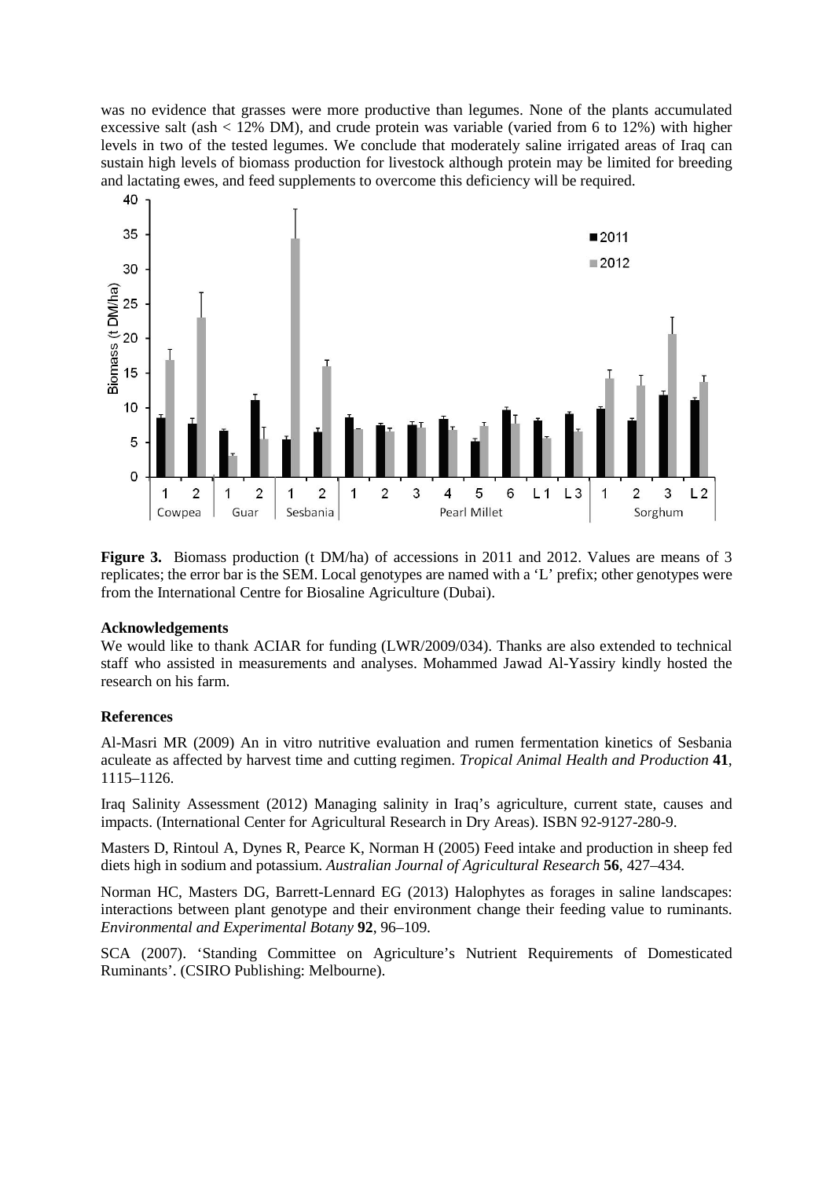was no evidence that grasses were more productive than legumes. None of the plants accumulated excessive salt (ash < 12% DM), and crude protein was variable (varied from 6 to 12%) with higher levels in two of the tested legumes. We conclude that moderately saline irrigated areas of Iraq can sustain high levels of biomass production for livestock although protein may be limited for breeding and lactating ewes, and feed supplements to overcome this deficiency will be required.

Biomass (t DM/ha)
40
35
30
25
20
15
10
5
0
■ 2011
■ 2012
1 2 | 1 2 | 1 2 | 1 2 3 4 5 6 L1 L3 | 1 2 3 L2
Cowpea | Guar | Sesbania | Pearl Millet | Sorghum

**Figure 3.** Biomass production (t DM/ha) of accessions in 2011 and 2012. Values are means of 3 replicates; the error bar is the SEM. Local genotypes are named with a 'L' prefix; other genotypes were from the International Centre for Biosaline Agriculture (Dubai).

**Acknowledgements**

We would like to thank ACIAR for funding (LWR/2009/034). Thanks are also extended to technical staff who assisted in measurements and analyses. Mohammed Jawad Al-Yassiry kindly hosted the research on his farm.

**References**

Al-Masri MR (2009) An in vitro nutritive evaluation and rumen fermentation kinetics of Sesbania aculeate as affected by harvest time and cutting regimen. *Tropical Animal Health and Production* **41**, 1115–1126.

Iraq Salinity Assessment (2012) Managing salinity in Iraq's agriculture, current state, causes and impacts. (International Center for Agricultural Research in Dry Areas). ISBN 92-9127-280-9.

Masters D, Rintoul A, Dynes R, Pearce K, Norman H (2005) Feed intake and production in sheep fed diets high in sodium and potassium. *Australian Journal of Agricultural Research* **56**, 427–434.

Norman HC, Masters DG, Barrett-Lennard EG (2013) Halophytes as forages in saline landscapes: interactions between plant genotype and their environment change their feeding value to ruminants. *Environmental and Experimental Botany* **92**, 96–109.

SCA (2007). 'Standing Committee on Agriculture's Nutrient Requirements of Domesticated Ruminants'. (CSIRO Publishing: Melbourne).